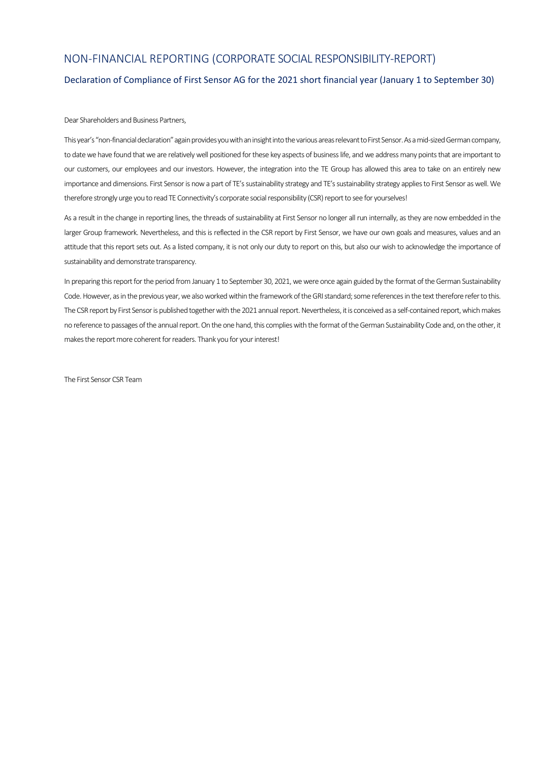# NON-FINANCIAL REPORTING (CORPORATE SOCIAL RESPONSIBILITY-REPORT)

## Declaration of Compliance of First Sensor AG for the 2021 short financial year (January 1 to September 30)

Dear Shareholders and Business Partners,

This year's "non-financial declaration" again provides you with an insight into the various areas relevant to First Sensor. As a mid-sized German company, to date we have found that we are relatively well positioned for these key aspects of business life, and we address many points that are important to our customers, our employees and our investors. However, the integration into the TE Group has allowed this area to take on an entirely new importance and dimensions. First Sensor is now a part of TE's sustainability strategy and TE's sustainability strategy applies to First Sensor as well. We therefore strongly urge you to read TE Connectivity's corporate social responsibility (CSR) report to see for yourselves!

As a result in the change in reporting lines, the threads of sustainability at First Sensor no longer all run internally, as they are now embedded in the larger Group framework. Nevertheless, and this is reflected in the CSR report by First Sensor, we have our own goals and measures, values and an attitude that this report sets out. As a listed company, it is not only our duty to report on this, but also our wish to acknowledge the importance of sustainability and demonstrate transparency.

In preparing this report for the period from January 1 to September 30, 2021, we were once again guided by the format of the German Sustainability Code. However, as in the previous year, we also worked within the framework of the GRI standard; some references in the text therefore refer to this. The CSR report by First Sensor is published together with the 2021 annual report. Nevertheless, it is conceived as a self-contained report, which makes no reference to passages of the annual report. On the one hand, this complies with the format of the German Sustainability Code and, on the other, it makes the report more coherent for readers. Thank you for your interest!

The First Sensor CSR Team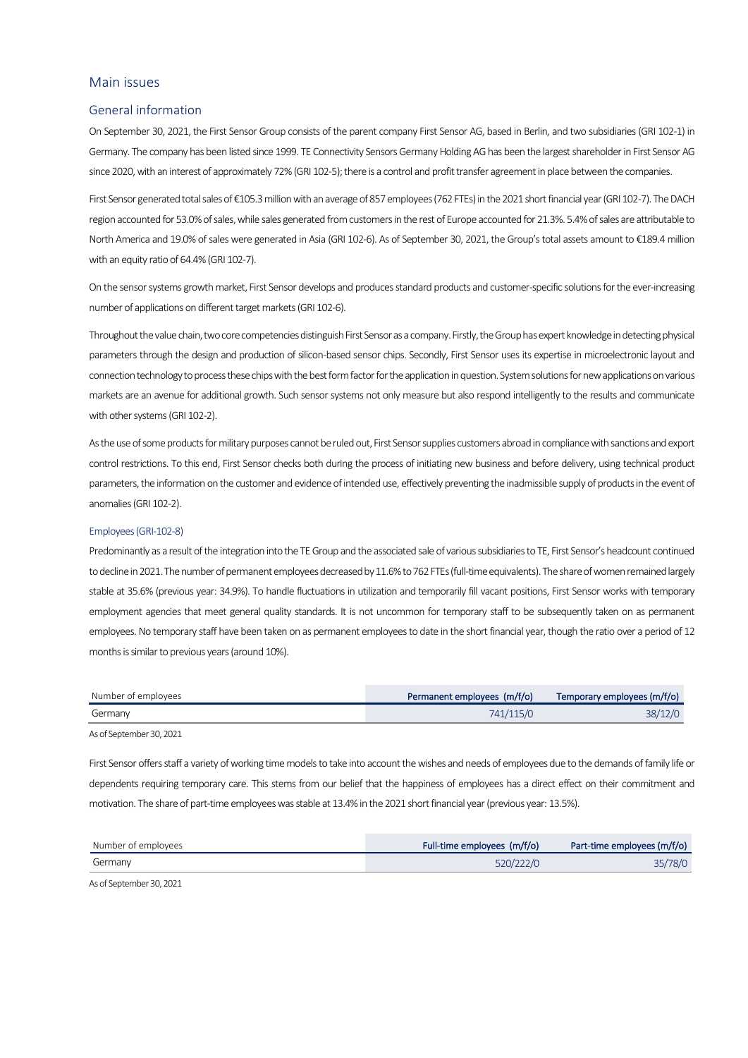# Main issues

## General information

On September 30, 2021, the First Sensor Group consists of the parent company First Sensor AG, based in Berlin, and two subsidiaries (GRI 102-1) in Germany. The company has been listed since 1999. TE Connectivity Sensors Germany Holding AG has been the largest shareholder in First Sensor AG since 2020, with an interest of approximately 72% (GRI 102-5); there is a control and profit transfer agreement in place between the companies.

First Sensor generated total sales of €105.3 million with an average of 857 employees (762 FTEs) in the 2021 short financial year (GRI 102-7). The DACH region accounted for 53.0% of sales, while sales generated from customers in the rest of Europe accounted for 21.3%. 5.4% of sales are attributable to North America and 19.0% of sales were generated in Asia (GRI 102-6). As of September 30, 2021, the Group's total assets amount to €189.4 million with an equity ratio of 64.4% (GRI 102-7).

On the sensor systems growth market, First Sensor develops and produces standard products and customer-specific solutions for the ever-increasing number of applications on different target markets (GRI 102-6).

Throughout the value chain, two core competencies distinguish First Sensor as a company. Firstly, the Group has expert knowledge in detecting physical parameters through the design and production of silicon-based sensor chips. Secondly, First Sensor uses its expertise in microelectronic layout and connection technology to process these chips with the best form factor for the application in question. System solutions for new applications on various markets are an avenue for additional growth. Such sensor systems not only measure but also respond intelligently to the results and communicate with other systems (GRI 102-2).

As the use of some products for military purposes cannot be ruled out, First Sensor supplies customers abroad in compliance with sanctions and export control restrictions. To this end, First Sensor checks both during the process of initiating new business and before delivery, using technical product parameters, the information on the customer and evidence of intended use, effectively preventing the inadmissible supply of products in the event of anomalies (GRI 102-2).

### Employees (GRI-102-8)

Predominantly as a result of the integration into the TE Group and the associated sale of various subsidiaries to TE, First Sensor's headcount continued to decline in 2021. The number of permanent employees decreased by 11.6% to 762 FTEs (full-time equivalents). The share of women remained largely stable at 35.6% (previous year: 34.9%). To handle fluctuations in utilization and temporarily fill vacant positions, First Sensor works with temporary employment agencies that meet general quality standards. It is not uncommon for temporary staff to be subsequently taken on as permanent employees. No temporary staff have been taken on as permanent employees to date in the short financial year, though the ratio over a period of 12 months is similar to previous years (around 10%).

| Number of employees | Permanent employees (m/f/o) | Temporary employees (m/f/o) |
|---|---|---|
| Germany | 741/115/0 | 38/12/0 |

As of September 30, 2021

First Sensor offers staff a variety of working time models to take into account the wishes and needs of employees due to the demands of family life or dependents requiring temporary care. This stems from our belief that the happiness of employees has a direct effect on their commitment and motivation. The share of part-time employees was stable at 13.4% in the 2021 short financial year (previous year: 13.5%).

| Number of employees | Full-time employees (m/f/o) | Part-time employees (m/f/o) |
|---|---|---|
| Germany | 520/222/0 | 35/78/0 |

As of September 30, 2021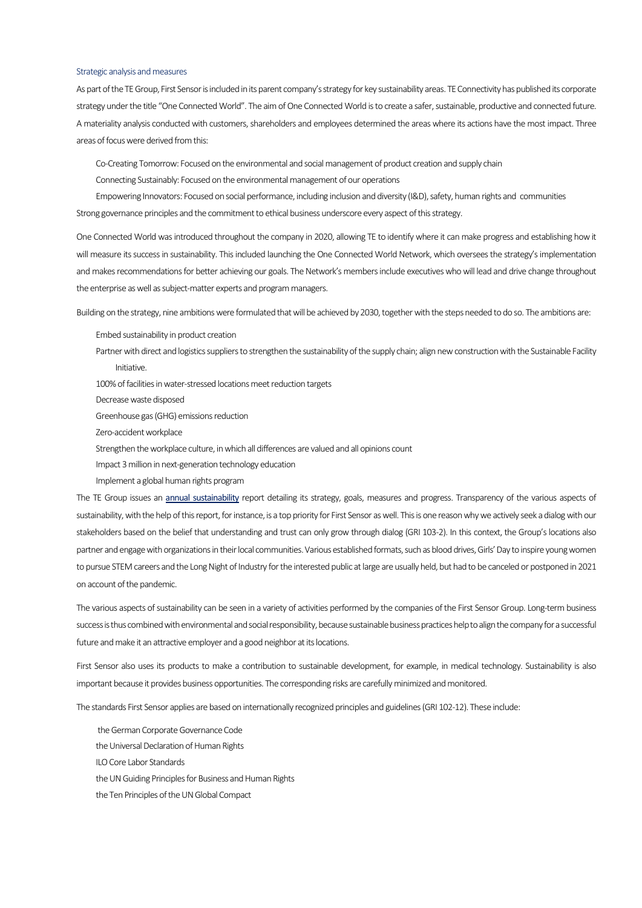## Strategic analysis and measures

As part of the TE Group, First Sensor is included in its parent company's strategy for key sustainability areas. TE Connectivity has published its corporate strategy under the title "One Connected World". The aim of One Connected World is to create a safer, sustainable, productive and connected future. A materiality analysis conducted with customers, shareholders and employees determined the areas where its actions have the most impact. Three areas of focus were derived from this:

- Co-Creating Tomorrow: Focused on the environmental and social management of product creation and supply chain
- Connecting Sustainably: Focused on the environmental management of our operations
- Empowering Innovators: Focused on social performance, including inclusion and diversity (I&D), safety, human rights and communities

Strong governance principles and the commitment to ethical business underscore every aspect of this strategy.

One Connected World was introduced throughout the company in 2020, allowing TE to identify where it can make progress and establishing how it will measure its success in sustainability. This included launching the One Connected World Network, which oversees the strategy's implementation and makes recommendations for better achieving our goals. The Network's members include executives who will lead and drive change throughout the enterprise as well as subject-matter experts and program managers.

Building on the strategy, nine ambitions were formulated that will be achieved by 2030, together with the steps needed to do so. The ambitions are:

- Embed sustainability in product creation
- Partner with direct and logistics suppliers to strengthen the sustainability of the supply chain; align new construction with the Sustainable Facility Initiative.
- 100% of facilities in water-stressed locations meet reduction targets
- Decrease waste disposed
- Greenhouse gas (GHG) emissions reduction
- Zero-accident workplace
- Strengthen the workplace culture, in which all differences are valued and all opinions count
- Impact 3 million in next-generation technology education
- Implement a global human rights program

The TE Group issues an annual sustainability report detailing its strategy, goals, measures and progress. Transparency of the various aspects of sustainability, with the help of this report, for instance, is a top priority for First Sensor as well. This is one reason why we actively seek a dialog with our stakeholders based on the belief that understanding and trust can only grow through dialog (GRI 103-2). In this context, the Group's locations also partner and engage with organizations in their local communities. Various established formats, such as blood drives, Girls' Day to inspire young women to pursue STEM careers and the Long Night of Industry for the interested public at large are usually held, but had to be canceled or postponed in 2021 on account of the pandemic.

The various aspects of sustainability can be seen in a variety of activities performed by the companies of the First Sensor Group. Long-term business success is thus combined with environmental and social responsibility, because sustainable business practices help to align the company for a successful future and make it an attractive employer and a good neighbor at its locations.

First Sensor also uses its products to make a contribution to sustainable development, for example, in medical technology. Sustainability is also important because it provides business opportunities. The corresponding risks are carefully minimized and monitored.

The standards First Sensor applies are based on internationally recognized principles and guidelines (GRI 102-12). These include:

- the German Corporate Governance Code
- the Universal Declaration of Human Rights
- ILO Core Labor Standards
- the UN Guiding Principles for Business and Human Rights
- the Ten Principles of the UN Global Compact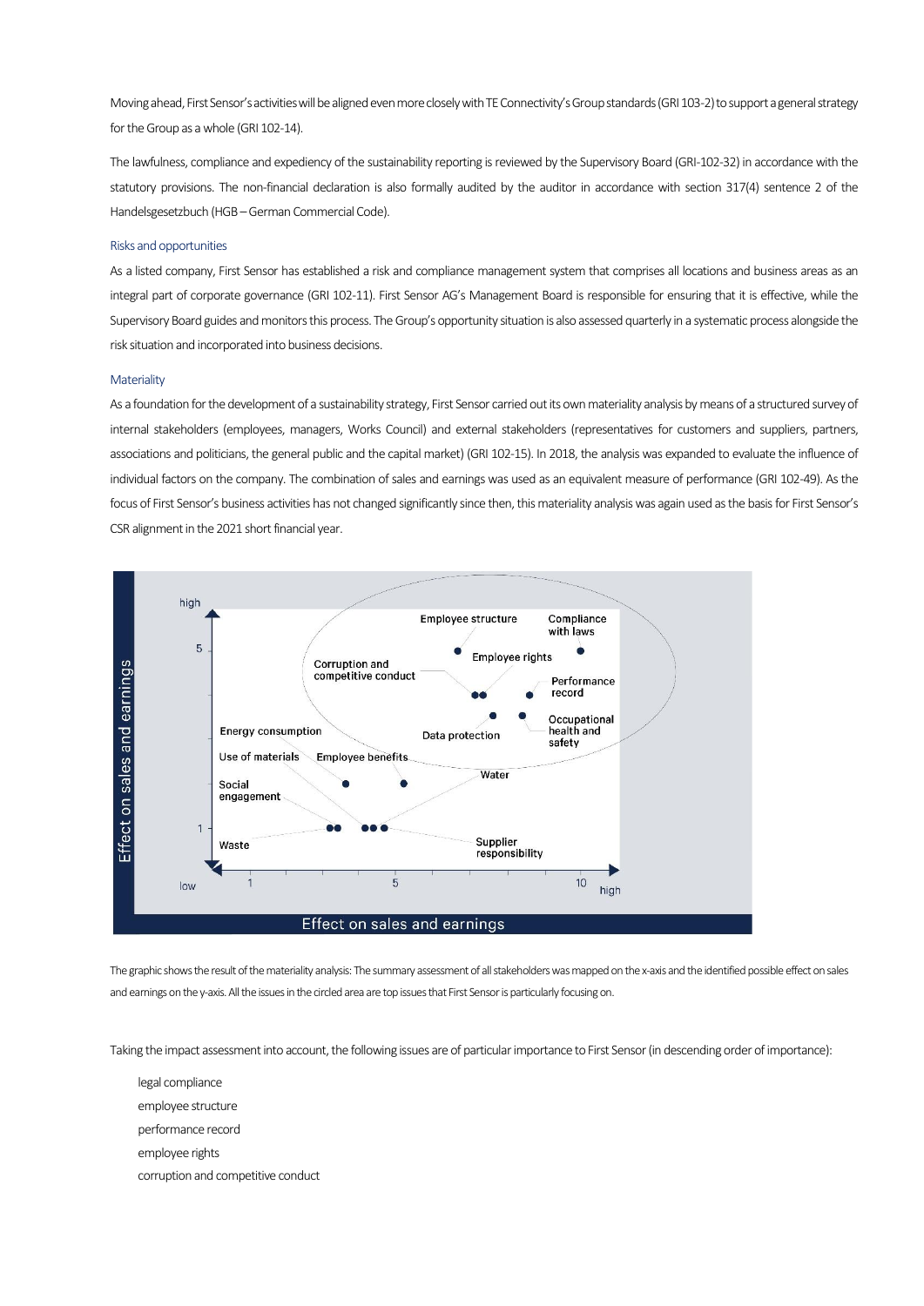Moving ahead, First Sensor's activities will be aligned even more closely with TE Connectivity's Group standards (GRI 103-2) to support a general strategy for the Group as a whole (GRI 102-14).

The lawfulness, compliance and expediency of the sustainability reporting is reviewed by the Supervisory Board (GRI-102-32) in accordance with the statutory provisions. The non-financial declaration is also formally audited by the auditor in accordance with section 317(4) sentence 2 of the Handelsgesetzbuch (HGB – German Commercial Code).

### Risks and opportunities

As a listed company, First Sensor has established a risk and compliance management system that comprises all locations and business areas as an integral part of corporate governance (GRI 102-11). First Sensor AG's Management Board is responsible for ensuring that it is effective, while the Supervisory Board guides and monitors this process. The Group's opportunity situation is also assessed quarterly in a systematic process alongside the risk situation and incorporated into business decisions.

### Materiality

As a foundation for the development of a sustainability strategy, First Sensor carried out its own materiality analysis by means of a structured survey of internal stakeholders (employees, managers, Works Council) and external stakeholders (representatives for customers and suppliers, partners, associations and politicians, the general public and the capital market) (GRI 102-15). In 2018, the analysis was expanded to evaluate the influence of individual factors on the company. The combination of sales and earnings was used as an equivalent measure of performance (GRI 102-49). As the focus of First Sensor's business activities has not changed significantly since then, this materiality analysis was again used as the basis for First Sensor's CSR alignment in the 2021 short financial year.

The graphic shows the result of the materiality analysis: The summary assessment of all stakeholders was mapped on the x-axis and the identified possible effect on sales and earnings on the y-axis. All the issues in the circled area are top issues that First Sensor is particularly focusing on.

Taking the impact assessment into account, the following issues are of particular importance to First Sensor (in descending order of importance):

- legal compliance
- employee structure
- performance record
- employee rights
- corruption and competitive conduct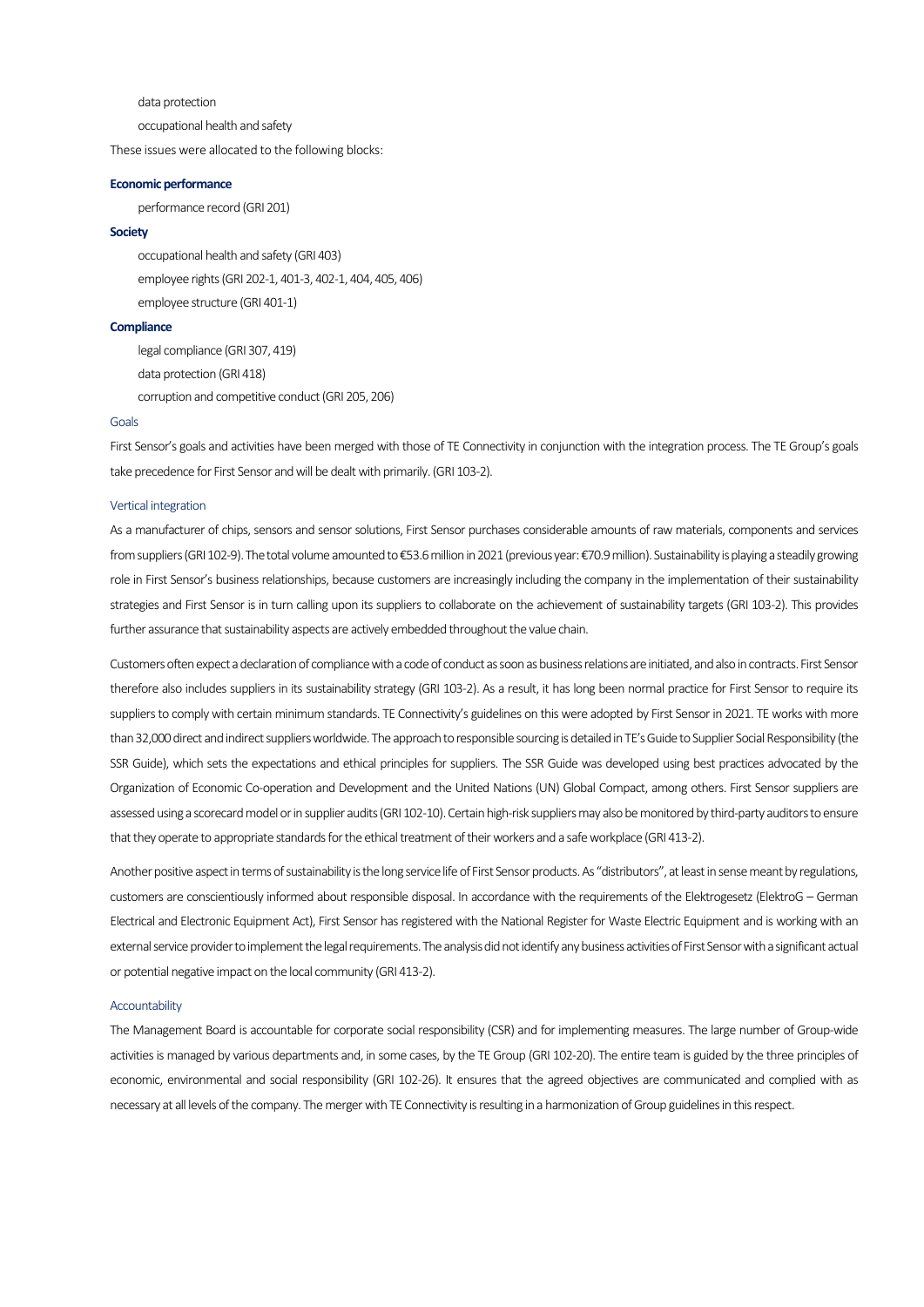- data protection
- occupational health and safety

These issues were allocated to the following blocks:

**Economic performance**

- performance record (GRI 201)

**Society**

- occupational health and safety (GRI 403)
- employee rights (GRI 202-1, 401-3, 402-1, 404, 405, 406)
- employee structure (GRI 401-1)

**Compliance**

- legal compliance (GRI 307, 419)
- data protection (GRI 418)
- corruption and competitive conduct (GRI 205, 206)

### Goals

First Sensor's goals and activities have been merged with those of TE Connectivity in conjunction with the integration process. The TE Group's goals take precedence for First Sensor and will be dealt with primarily. (GRI 103-2).

### Vertical integration

As a manufacturer of chips, sensors and sensor solutions, First Sensor purchases considerable amounts of raw materials, components and services from suppliers (GRI 102-9). The total volume amounted to €53.6 million in 2021 (previous year: €70.9 million). Sustainability is playing a steadily growing role in First Sensor's business relationships, because customers are increasingly including the company in the implementation of their sustainability strategies and First Sensor is in turn calling upon its suppliers to collaborate on the achievement of sustainability targets (GRI 103-2). This provides further assurance that sustainability aspects are actively embedded throughout the value chain.

Customers often expect a declaration of compliance with a code of conduct as soon as business relations are initiated, and also in contracts. First Sensor therefore also includes suppliers in its sustainability strategy (GRI 103-2). As a result, it has long been normal practice for First Sensor to require its suppliers to comply with certain minimum standards. TE Connectivity's guidelines on this were adopted by First Sensor in 2021. TE works with more than 32,000 direct and indirect suppliers worldwide. The approach to responsible sourcing is detailed in TE's Guide to Supplier Social Responsibility (the SSR Guide), which sets the expectations and ethical principles for suppliers. The SSR Guide was developed using best practices advocated by the Organization of Economic Co-operation and Development and the United Nations (UN) Global Compact, among others. First Sensor suppliers are assessed using a scorecard model or in supplier audits (GRI 102-10). Certain high-risk suppliers may also be monitored by third-party auditors to ensure that they operate to appropriate standards for the ethical treatment of their workers and a safe workplace (GRI 413-2).

Another positive aspect in terms of sustainability is the long service life of First Sensor products. As "distributors", at least in sense meant by regulations, customers are conscientiously informed about responsible disposal. In accordance with the requirements of the Elektrogesetz (ElektroG – German Electrical and Electronic Equipment Act), First Sensor has registered with the National Register for Waste Electric Equipment and is working with an external service provider to implement the legal requirements. The analysis did not identify any business activities of First Sensor with a significant actual or potential negative impact on the local community (GRI 413-2).

### Accountability

The Management Board is accountable for corporate social responsibility (CSR) and for implementing measures. The large number of Group-wide activities is managed by various departments and, in some cases, by the TE Group (GRI 102-20). The entire team is guided by the three principles of economic, environmental and social responsibility (GRI 102-26). It ensures that the agreed objectives are communicated and complied with as necessary at all levels of the company. The merger with TE Connectivity is resulting in a harmonization of Group guidelines in this respect.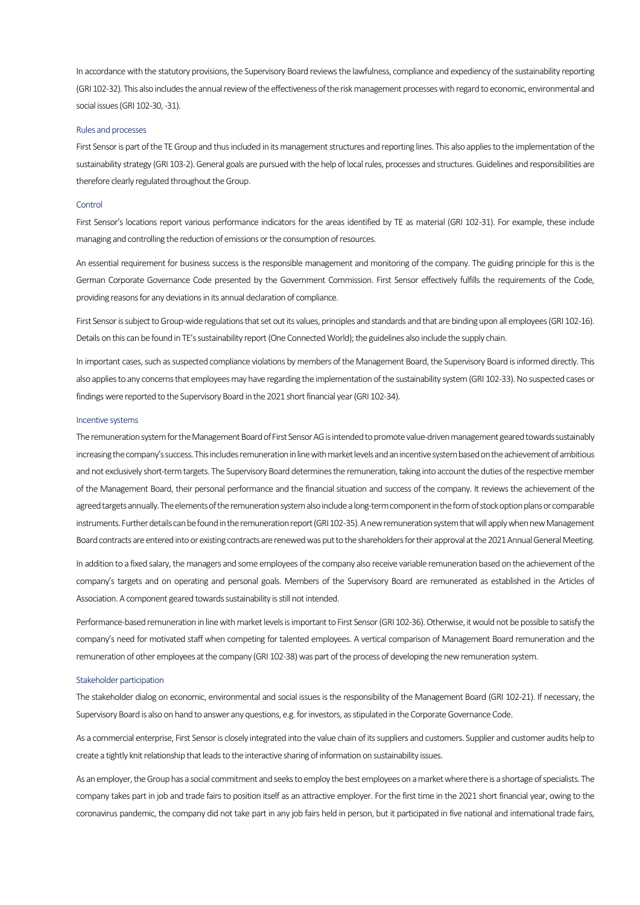In accordance with the statutory provisions, the Supervisory Board reviews the lawfulness, compliance and expediency of the sustainability reporting (GRI 102-32). This also includes the annual review of the effectiveness of the risk management processes with regard to economic, environmental and social issues (GRI 102-30, -31).

### Rules and processes

First Sensor is part of the TE Group and thus included in its management structures and reporting lines. This also applies to the implementation of the sustainability strategy (GRI 103-2). General goals are pursued with the help of local rules, processes and structures. Guidelines and responsibilities are therefore clearly regulated throughout the Group.

### Control

First Sensor's locations report various performance indicators for the areas identified by TE as material (GRI 102-31). For example, these include managing and controlling the reduction of emissions or the consumption of resources.

An essential requirement for business success is the responsible management and monitoring of the company. The guiding principle for this is the German Corporate Governance Code presented by the Government Commission. First Sensor effectively fulfills the requirements of the Code, providing reasons for any deviations in its annual declaration of compliance.

First Sensor is subject to Group-wide regulations that set out its values, principles and standards and that are binding upon all employees (GRI 102-16). Details on this can be found in TE's sustainability report (One Connected World); the guidelines also include the supply chain.

In important cases, such as suspected compliance violations by members of the Management Board, the Supervisory Board is informed directly. This also applies to any concerns that employees may have regarding the implementation of the sustainability system (GRI 102-33). No suspected cases or findings were reported to the Supervisory Board in the 2021 short financial year (GRI 102-34).

### Incentive systems

The remuneration system for the Management Board of First Sensor AG is intended to promote value-driven management geared towards sustainably increasing the company's success. This includes remuneration in line with market levels and an incentive system based on the achievement of ambitious and not exclusively short-term targets. The Supervisory Board determines the remuneration, taking into account the duties of the respective member of the Management Board, their personal performance and the financial situation and success of the company. It reviews the achievement of the agreed targets annually. The elements of the remuneration system also include a long-term component in the form of stock option plans or comparable instruments. Further details can be found in the remuneration report (GRI 102-35). A new remuneration system that will apply when new Management Board contracts are entered into or existing contracts are renewed was put to the shareholders for their approval at the 2021 Annual General Meeting.

In addition to a fixed salary, the managers and some employees of the company also receive variable remuneration based on the achievement of the company's targets and on operating and personal goals. Members of the Supervisory Board are remunerated as established in the Articles of Association. A component geared towards sustainability is still not intended.

Performance-based remuneration in line with market levels is important to First Sensor (GRI 102-36). Otherwise, it would not be possible to satisfy the company's need for motivated staff when competing for talented employees. A vertical comparison of Management Board remuneration and the remuneration of other employees at the company (GRI 102-38) was part of the process of developing the new remuneration system.

### Stakeholder participation

The stakeholder dialog on economic, environmental and social issues is the responsibility of the Management Board (GRI 102-21). If necessary, the Supervisory Board is also on hand to answer any questions, e.g. for investors, as stipulated in the Corporate Governance Code.

As a commercial enterprise, First Sensor is closely integrated into the value chain of its suppliers and customers. Supplier and customer audits help to create a tightly knit relationship that leads to the interactive sharing of information on sustainability issues.

As an employer, the Group has a social commitment and seeks to employ the best employees on a market where there is a shortage of specialists. The company takes part in job and trade fairs to position itself as an attractive employer. For the first time in the 2021 short financial year, owing to the coronavirus pandemic, the company did not take part in any job fairs held in person, but it participated in five national and international trade fairs,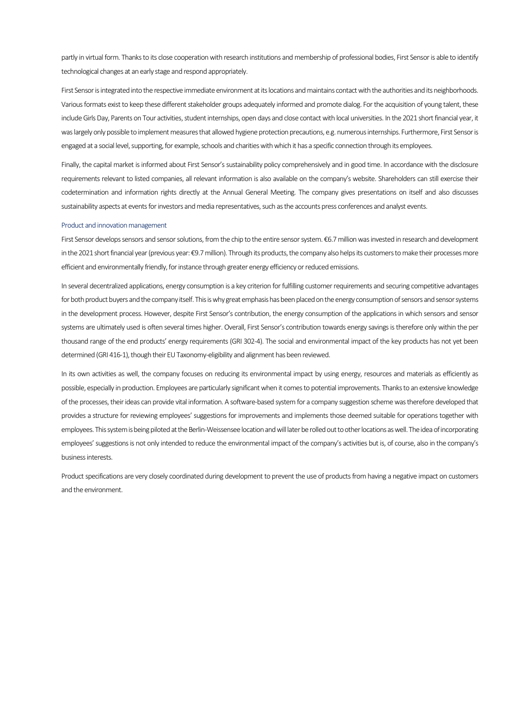partly in virtual form. Thanks to its close cooperation with research institutions and membership of professional bodies, First Sensor is able to identify technological changes at an early stage and respond appropriately.

First Sensor is integrated into the respective immediate environment at its locations and maintains contact with the authorities and its neighborhoods. Various formats exist to keep these different stakeholder groups adequately informed and promote dialog. For the acquisition of young talent, these include Girls Day, Parents on Tour activities, student internships, open days and close contact with local universities. In the 2021 short financial year, it was largely only possible to implement measures that allowed hygiene protection precautions, e.g. numerous internships. Furthermore, First Sensor is engaged at a social level, supporting, for example, schools and charities with which it has a specific connection through its employees.

Finally, the capital market is informed about First Sensor's sustainability policy comprehensively and in good time. In accordance with the disclosure requirements relevant to listed companies, all relevant information is also available on the company's website. Shareholders can still exercise their codetermination and information rights directly at the Annual General Meeting. The company gives presentations on itself and also discusses sustainability aspects at events for investors and media representatives, such as the accounts press conferences and analyst events.

### Product and innovation management

First Sensor develops sensors and sensor solutions, from the chip to the entire sensor system. €6.7 million was invested in research and development in the 2021 short financial year (previous year: €9.7 million). Through its products, the company also helps its customers to make their processes more efficient and environmentally friendly, for instance through greater energy efficiency or reduced emissions.

In several decentralized applications, energy consumption is a key criterion for fulfilling customer requirements and securing competitive advantages for both product buyers and the company itself. This is why great emphasis has been placed on the energy consumption of sensors and sensor systems in the development process. However, despite First Sensor's contribution, the energy consumption of the applications in which sensors and sensor systems are ultimately used is often several times higher. Overall, First Sensor's contribution towards energy savings is therefore only within the per thousand range of the end products' energy requirements (GRI 302-4). The social and environmental impact of the key products has not yet been determined (GRI 416-1), though their EU Taxonomy-eligibility and alignment has been reviewed.

In its own activities as well, the company focuses on reducing its environmental impact by using energy, resources and materials as efficiently as possible, especially in production. Employees are particularly significant when it comes to potential improvements. Thanks to an extensive knowledge of the processes, their ideas can provide vital information. A software-based system for a company suggestion scheme was therefore developed that provides a structure for reviewing employees' suggestions for improvements and implements those deemed suitable for operations together with employees. This system is being piloted at the Berlin-Weissensee location and will later be rolled out to other locations as well. The idea of incorporating employees' suggestions is not only intended to reduce the environmental impact of the company's activities but is, of course, also in the company's business interests.

Product specifications are very closely coordinated during development to prevent the use of products from having a negative impact on customers and the environment.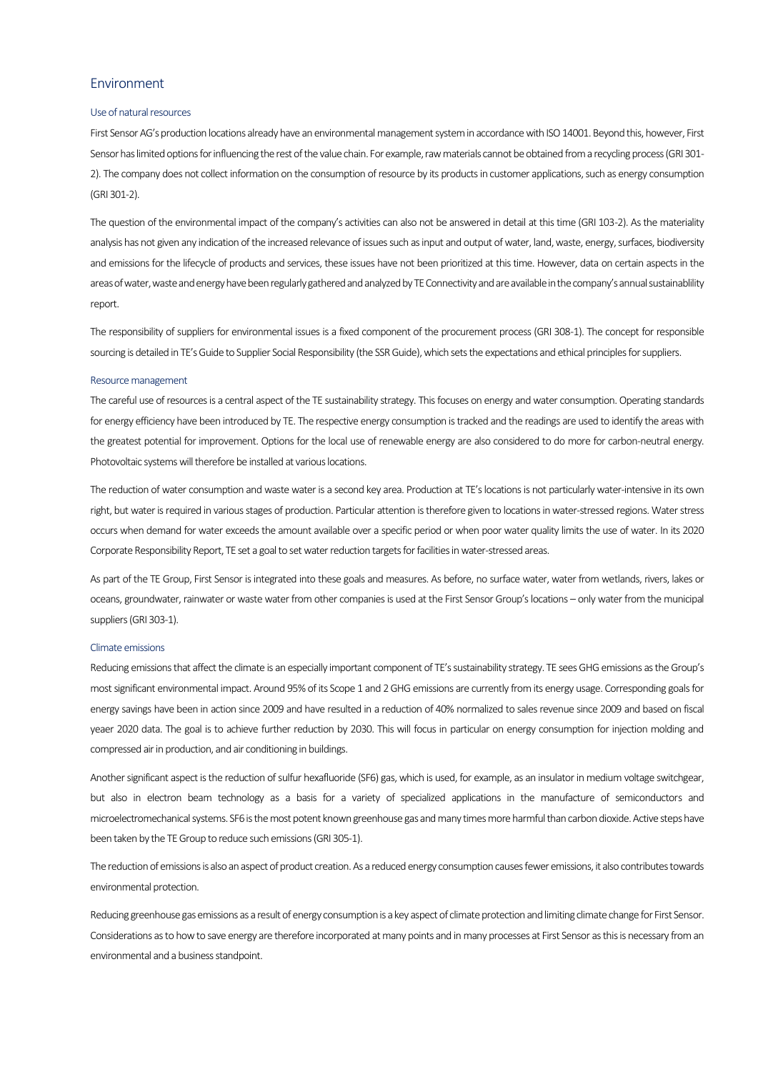## Environment

### Use of natural resources

First Sensor AG's production locations already have an environmental management system in accordance with ISO 14001. Beyond this, however, First Sensor has limited options for influencing the rest of the value chain. For example, raw materials cannot be obtained from a recycling process (GRI 301-2). The company does not collect information on the consumption of resource by its products in customer applications, such as energy consumption (GRI 301-2).

The question of the environmental impact of the company's activities can also not be answered in detail at this time (GRI 103-2). As the materiality analysis has not given any indication of the increased relevance of issues such as input and output of water, land, waste, energy, surfaces, biodiversity and emissions for the lifecycle of products and services, these issues have not been prioritized at this time. However, data on certain aspects in the areas of water, waste and energy have been regularly gathered and analyzed by TE Connectivity and are available in the company's annual sustainablility report.

The responsibility of suppliers for environmental issues is a fixed component of the procurement process (GRI 308-1). The concept for responsible sourcing is detailed in TE's Guide to Supplier Social Responsibility (the SSR Guide), which sets the expectations and ethical principles for suppliers.

### Resource management

The careful use of resources is a central aspect of the TE sustainability strategy. This focuses on energy and water consumption. Operating standards for energy efficiency have been introduced by TE. The respective energy consumption is tracked and the readings are used to identify the areas with the greatest potential for improvement. Options for the local use of renewable energy are also considered to do more for carbon-neutral energy. Photovoltaic systems will therefore be installed at various locations.

The reduction of water consumption and waste water is a second key area. Production at TE's locations is not particularly water-intensive in its own right, but water is required in various stages of production. Particular attention is therefore given to locations in water-stressed regions. Water stress occurs when demand for water exceeds the amount available over a specific period or when poor water quality limits the use of water. In its 2020 Corporate Responsibility Report, TE set a goal to set water reduction targets for facilities in water-stressed areas.

As part of the TE Group, First Sensor is integrated into these goals and measures. As before, no surface water, water from wetlands, rivers, lakes or oceans, groundwater, rainwater or waste water from other companies is used at the First Sensor Group's locations – only water from the municipal suppliers (GRI 303-1).

### Climate emissions

Reducing emissions that affect the climate is an especially important component of TE's sustainability strategy. TE sees GHG emissions as the Group's most significant environmental impact. Around 95% of its Scope 1 and 2 GHG emissions are currently from its energy usage. Corresponding goals for energy savings have been in action since 2009 and have resulted in a reduction of 40% normalized to sales revenue since 2009 and based on fiscal yeaer 2020 data. The goal is to achieve further reduction by 2030. This will focus in particular on energy consumption for injection molding and compressed air in production, and air conditioning in buildings.

Another significant aspect is the reduction of sulfur hexafluoride ($SF_6$) gas, which is used, for example, as an insulator in medium voltage switchgear, but also in electron beam technology as a basis for a variety of specialized applications in the manufacture of semiconductors and microelectromechanical systems. $SF_6$ is the most potent known greenhouse gas and many times more harmful than carbon dioxide. Active steps have been taken by the TE Group to reduce such emissions (GRI 305-1).

The reduction of emissions is also an aspect of product creation. As a reduced energy consumption causes fewer emissions, it also contributes towards environmental protection.

Reducing greenhouse gas emissions as a result of energy consumption is a key aspect of climate protection and limiting climate change for First Sensor. Considerations as to how to save energy are therefore incorporated at many points and in many processes at First Sensor as this is necessary from an environmental and a business standpoint.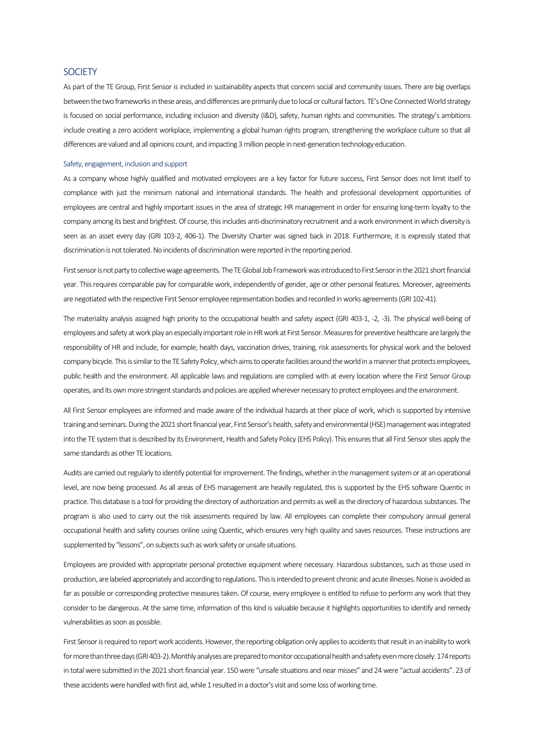## SOCIETY

As part of the TE Group, First Sensor is included in sustainability aspects that concern social and community issues. There are big overlaps between the two frameworks in these areas, and differences are primarily due to local or cultural factors. TE's One Connected World strategy is focused on social performance, including inclusion and diversity (I&D), safety, human rights and communities. The strategy's ambitions include creating a zero accident workplace, implementing a global human rights program, strengthening the workplace culture so that all differences are valued and all opinions count, and impacting 3 million people in next-generation technology education.

### Safety, engagement, inclusion and support

As a company whose highly qualified and motivated employees are a key factor for future success, First Sensor does not limit itself to compliance with just the minimum national and international standards. The health and professional development opportunities of employees are central and highly important issues in the area of strategic HR management in order for ensuring long-term loyalty to the company among its best and brightest. Of course, this includes anti-discriminatory recruitment and a work environment in which diversity is seen as an asset every day (GRI 103-2, 406-1). The Diversity Charter was signed back in 2018. Furthermore, it is expressly stated that discrimination is not tolerated. No incidents of discrimination were reported in the reporting period.

First sensor is not party to collective wage agreements. The TE Global Job Framework was introduced to First Sensor in the 2021 short financial year. This requires comparable pay for comparable work, independently of gender, age or other personal features. Moreover, agreements are negotiated with the respective First Sensor employee representation bodies and recorded in works agreements (GRI 102-41).

The materiality analysis assigned high priority to the occupational health and safety aspect (GRI 403-1, -2, -3). The physical well-being of employees and safety at work play an especially important role in HR work at First Sensor. Measures for preventive healthcare are largely the responsibility of HR and include, for example, health days, vaccination drives, training, risk assessments for physical work and the beloved company bicycle. This is similar to the TE Safety Policy, which aims to operate facilities around the world in a manner that protects employees, public health and the environment. All applicable laws and regulations are complied with at every location where the First Sensor Group operates, and its own more stringent standards and policies are applied wherever necessary to protect employees and the environment.

All First Sensor employees are informed and made aware of the individual hazards at their place of work, which is supported by intensive training and seminars. During the 2021 short financial year, First Sensor's health, safety and environmental (HSE) management was integrated into the TE system that is described by its Environment, Health and Safety Policy (EHS Policy). This ensures that all First Sensor sites apply the same standards as other TE locations.

Audits are carried out regularly to identify potential for improvement. The findings, whether in the management system or at an operational level, are now being processed. As all areas of EHS management are heavily regulated, this is supported by the EHS software Quentic in practice. This database is a tool for providing the directory of authorization and permits as well as the directory of hazardous substances. The program is also used to carry out the risk assessments required by law. All employees can complete their compulsory annual general occupational health and safety courses online using Quentic, which ensures very high quality and saves resources. These instructions are supplemented by "lessons", on subjects such as work safety or unsafe situations.

Employees are provided with appropriate personal protective equipment where necessary. Hazardous substances, such as those used in production, are labeled appropriately and according to regulations. This is intended to prevent chronic and acute illnesses. Noise is avoided as far as possible or corresponding protective measures taken. Of course, every employee is entitled to refuse to perform any work that they consider to be dangerous. At the same time, information of this kind is valuable because it highlights opportunities to identify and remedy vulnerabilities as soon as possible.

First Sensor is required to report work accidents. However, the reporting obligation only applies to accidents that result in an inability to work for more than three days (GRI 403-2). Monthly analyses are prepared to monitor occupational health and safety even more closely. 174 reports in total were submitted in the 2021 short financial year. 150 were "unsafe situations and near misses" and 24 were "actual accidents". 23 of these accidents were handled with first aid, while 1 resulted in a doctor's visit and some loss of working time.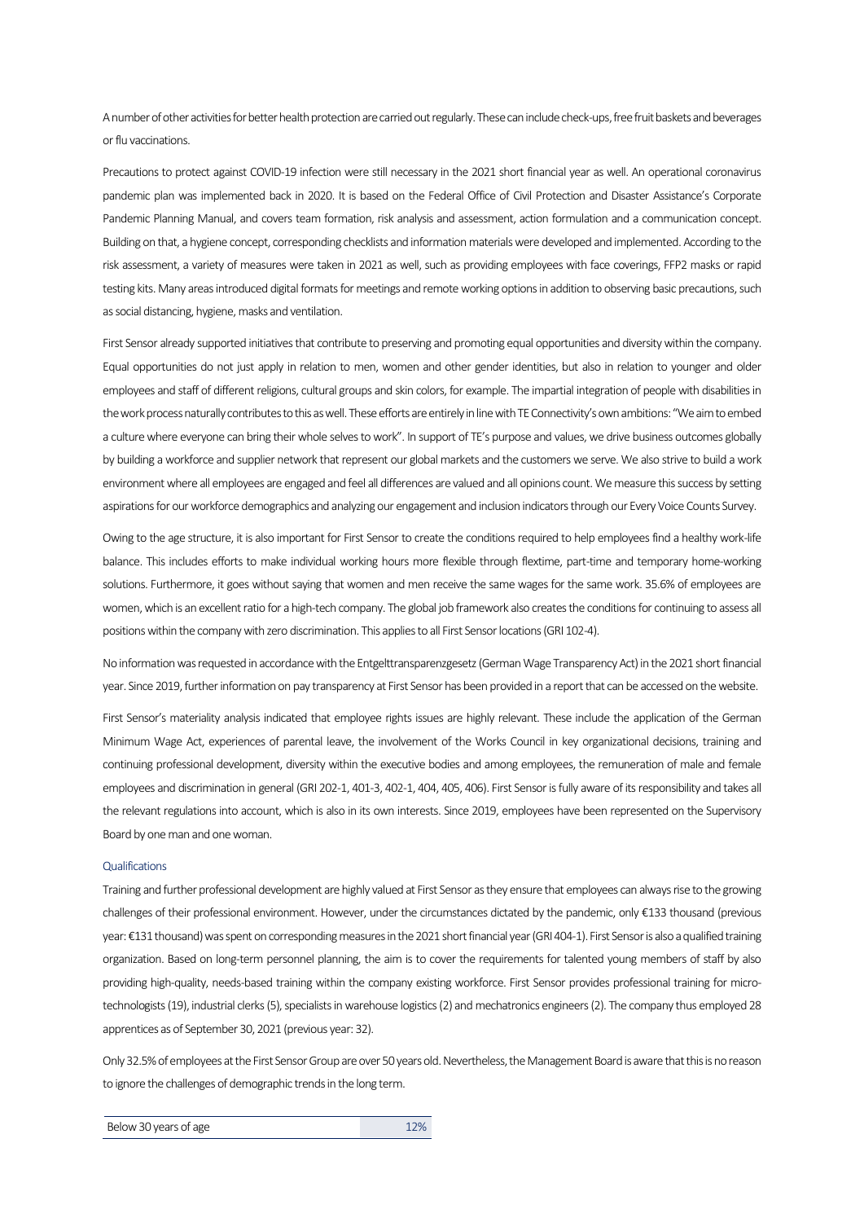A number of other activities for better health protection are carried out regularly. These can include check-ups, free fruit baskets and beverages or flu vaccinations.

Precautions to protect against COVID-19 infection were still necessary in the 2021 short financial year as well. An operational coronavirus pandemic plan was implemented back in 2020. It is based on the Federal Office of Civil Protection and Disaster Assistance's Corporate Pandemic Planning Manual, and covers team formation, risk analysis and assessment, action formulation and a communication concept. Building on that, a hygiene concept, corresponding checklists and information materials were developed and implemented. According to the risk assessment, a variety of measures were taken in 2021 as well, such as providing employees with face coverings, FFP2 masks or rapid testing kits. Many areas introduced digital formats for meetings and remote working options in addition to observing basic precautions, such as social distancing, hygiene, masks and ventilation.

First Sensor already supported initiatives that contribute to preserving and promoting equal opportunities and diversity within the company. Equal opportunities do not just apply in relation to men, women and other gender identities, but also in relation to younger and older employees and staff of different religions, cultural groups and skin colors, for example. The impartial integration of people with disabilities in the work process naturally contributes to this as well. These efforts are entirely in line with TE Connectivity's own ambitions: "We aim to embed a culture where everyone can bring their whole selves to work". In support of TE's purpose and values, we drive business outcomes globally by building a workforce and supplier network that represent our global markets and the customers we serve. We also strive to build a work environment where all employees are engaged and feel all differences are valued and all opinions count. We measure this success by setting aspirations for our workforce demographics and analyzing our engagement and inclusion indicators through our Every Voice Counts Survey.

Owing to the age structure, it is also important for First Sensor to create the conditions required to help employees find a healthy work-life balance. This includes efforts to make individual working hours more flexible through flextime, part-time and temporary home-working solutions. Furthermore, it goes without saying that women and men receive the same wages for the same work. 35.6% of employees are women, which is an excellent ratio for a high-tech company. The global job framework also creates the conditions for continuing to assess all positions within the company with zero discrimination. This applies to all First Sensor locations (GRI 102-4).

No information was requested in accordance with the Entgelttransparenzgesetz (German Wage Transparency Act) in the 2021 short financial year. Since 2019, further information on pay transparency at First Sensor has been provided in a report that can be accessed on the website.

First Sensor's materiality analysis indicated that employee rights issues are highly relevant. These include the application of the German Minimum Wage Act, experiences of parental leave, the involvement of the Works Council in key organizational decisions, training and continuing professional development, diversity within the executive bodies and among employees, the remuneration of male and female employees and discrimination in general (GRI 202-1, 401-3, 402-1, 404, 405, 406). First Sensor is fully aware of its responsibility and takes all the relevant regulations into account, which is also in its own interests. Since 2019, employees have been represented on the Supervisory Board by one man and one woman.

### Qualifications

Training and further professional development are highly valued at First Sensor as they ensure that employees can always rise to the growing challenges of their professional environment. However, under the circumstances dictated by the pandemic, only €133 thousand (previous year: €131 thousand) was spent on corresponding measures in the 2021 short financial year (GRI 404-1). First Sensor is also a qualified training organization. Based on long-term personnel planning, the aim is to cover the requirements for talented young members of staff by also providing high-quality, needs-based training within the company existing workforce. First Sensor provides professional training for micro-technologists (19), industrial clerks (5), specialists in warehouse logistics (2) and mechatronics engineers (2). The company thus employed 28 apprentices as of September 30, 2021 (previous year: 32).

Only 32.5% of employees at the First Sensor Group are over 50 years old. Nevertheless, the Management Board is aware that this is no reason to ignore the challenges of demographic trends in the long term.

| | |
|---|---|
| Below 30 years of age | 12% |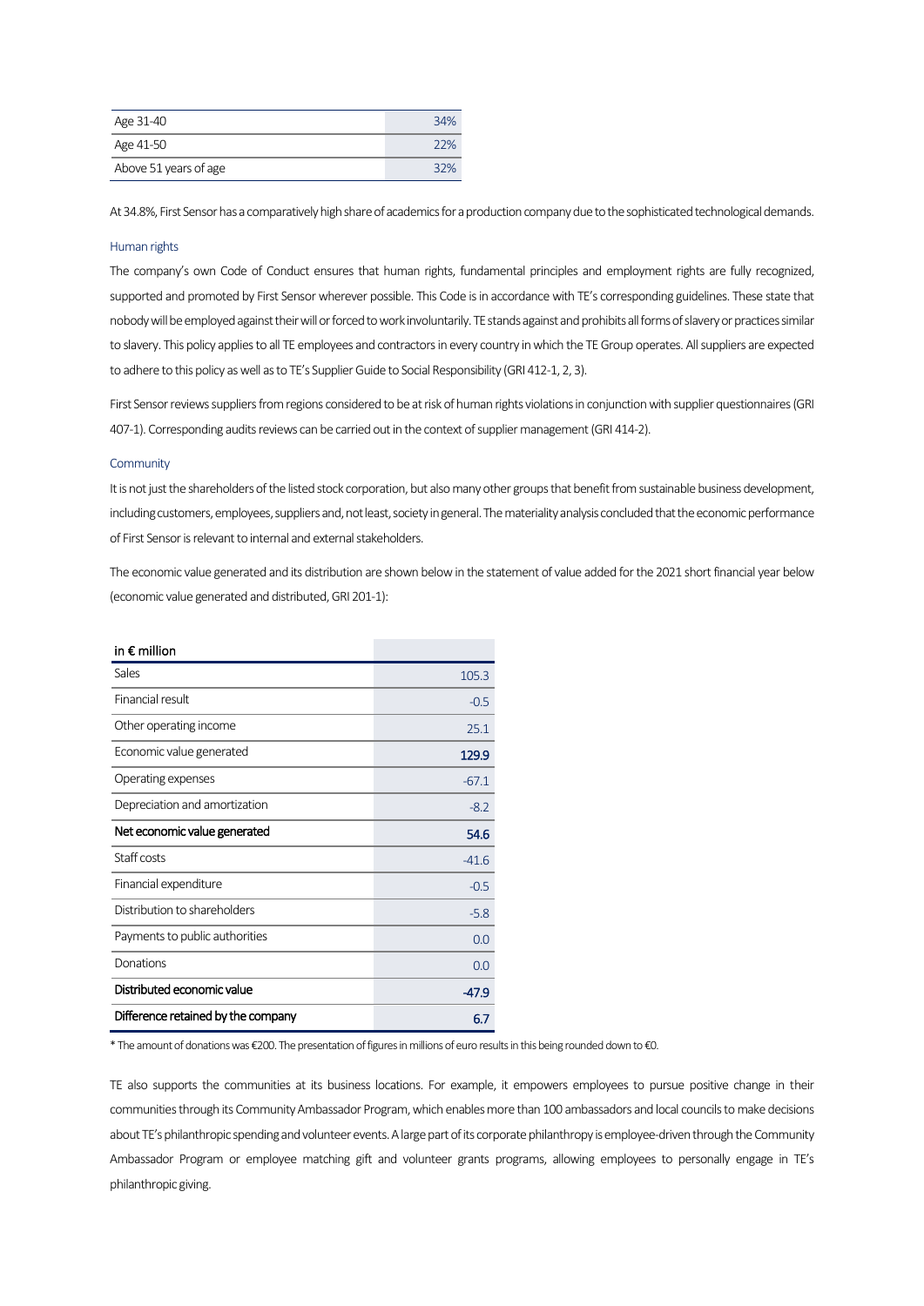| Age 31-40 | 34% |
|---|---|
| Age 41-50 | 22% |
| Above 51 years of age | 32% |

At 34.8%, First Sensor has a comparatively high share of academics for a production company due to the sophisticated technological demands.

### Human rights

The company's own Code of Conduct ensures that human rights, fundamental principles and employment rights are fully recognized, supported and promoted by First Sensor wherever possible. This Code is in accordance with TE's corresponding guidelines. These state that nobody will be employed against their will or forced to work involuntarily. TE stands against and prohibits all forms of slavery or practices similar to slavery. This policy applies to all TE employees and contractors in every country in which the TE Group operates. All suppliers are expected to adhere to this policy as well as to TE's Supplier Guide to Social Responsibility (GRI 412-1, 2, 3).

First Sensor reviews suppliers from regions considered to be at risk of human rights violations in conjunction with supplier questionnaires (GRI 407-1). Corresponding audits reviews can be carried out in the context of supplier management (GRI 414-2).

### Community

It is not just the shareholders of the listed stock corporation, but also many other groups that benefit from sustainable business development, including customers, employees, suppliers and, not least, society in general. The materiality analysis concluded that the economic performance of First Sensor is relevant to internal and external stakeholders.

The economic value generated and its distribution are shown below in the statement of value added for the 2021 short financial year below (economic value generated and distributed, GRI 201-1):

| in € million | |
|---|---|
| Sales | 105.3 |
| Financial result | -0.5 |
| Other operating income | 25.1 |
| Economic value generated | **129.9** |
| Operating expenses | -67.1 |
| Depreciation and amortization | -8.2 |
| **Net economic value generated** | **54.6** |
| Staff costs | -41.6 |
| Financial expenditure | -0.5 |
| Distribution to shareholders | -5.8 |
| Payments to public authorities | 0.0 |
| Donations | 0.0 |
| **Distributed economic value** | **-47.9** |
| **Difference retained by the company** | **6.7** |

\* The amount of donations was €200. The presentation of figures in millions of euro results in this being rounded down to €0.

TE also supports the communities at its business locations. For example, it empowers employees to pursue positive change in their communities through its Community Ambassador Program, which enables more than 100 ambassadors and local councils to make decisions about TE's philanthropic spending and volunteer events. A large part of its corporate philanthropy is employee-driven through the Community Ambassador Program or employee matching gift and volunteer grants programs, allowing employees to personally engage in TE's philanthropic giving.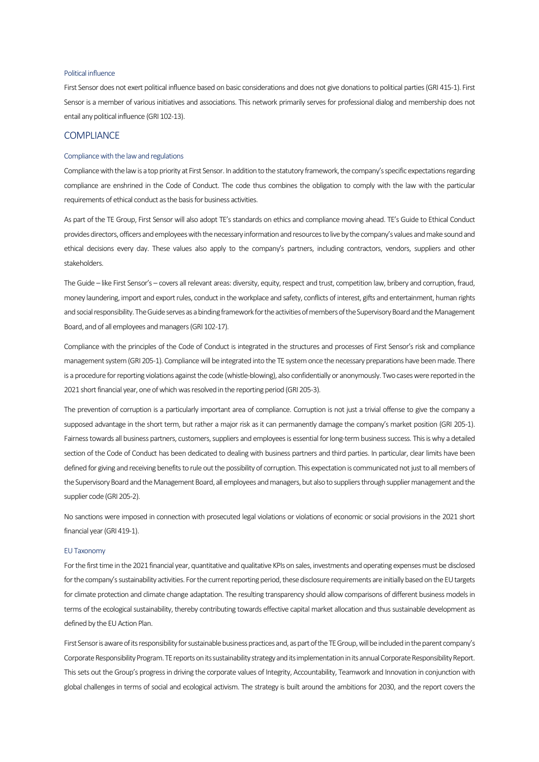### Political influence

First Sensor does not exert political influence based on basic considerations and does not give donations to political parties (GRI 415-1). First Sensor is a member of various initiatives and associations. This network primarily serves for professional dialog and membership does not entail any political influence (GRI 102-13).

## COMPLIANCE

### Compliance with the law and regulations

Compliance with the law is a top priority at First Sensor. In addition to the statutory framework, the company's specific expectations regarding compliance are enshrined in the Code of Conduct. The code thus combines the obligation to comply with the law with the particular requirements of ethical conduct as the basis for business activities.

As part of the TE Group, First Sensor will also adopt TE's standards on ethics and compliance moving ahead. TE's Guide to Ethical Conduct provides directors, officers and employees with the necessary information and resources to live by the company's values and make sound and ethical decisions every day. These values also apply to the company's partners, including contractors, vendors, suppliers and other stakeholders.

The Guide – like First Sensor's – covers all relevant areas: diversity, equity, respect and trust, competition law, bribery and corruption, fraud, money laundering, import and export rules, conduct in the workplace and safety, conflicts of interest, gifts and entertainment, human rights and social responsibility. The Guide serves as a binding framework for the activities of members of the Supervisory Board and the Management Board, and of all employees and managers (GRI 102-17).

Compliance with the principles of the Code of Conduct is integrated in the structures and processes of First Sensor's risk and compliance management system (GRI 205-1). Compliance will be integrated into the TE system once the necessary preparations have been made. There is a procedure for reporting violations against the code (whistle-blowing), also confidentially or anonymously. Two cases were reported in the 2021 short financial year, one of which was resolved in the reporting period (GRI 205-3).

The prevention of corruption is a particularly important area of compliance. Corruption is not just a trivial offense to give the company a supposed advantage in the short term, but rather a major risk as it can permanently damage the company's market position (GRI 205-1). Fairness towards all business partners, customers, suppliers and employees is essential for long-term business success. This is why a detailed section of the Code of Conduct has been dedicated to dealing with business partners and third parties. In particular, clear limits have been defined for giving and receiving benefits to rule out the possibility of corruption. This expectation is communicated not just to all members of the Supervisory Board and the Management Board, all employees and managers, but also to suppliers through supplier management and the supplier code (GRI 205-2).

No sanctions were imposed in connection with prosecuted legal violations or violations of economic or social provisions in the 2021 short financial year (GRI 419-1).

### EU Taxonomy

For the first time in the 2021 financial year, quantitative and qualitative KPIs on sales, investments and operating expenses must be disclosed for the company's sustainability activities. For the current reporting period, these disclosure requirements are initially based on the EU targets for climate protection and climate change adaptation. The resulting transparency should allow comparisons of different business models in terms of the ecological sustainability, thereby contributing towards effective capital market allocation and thus sustainable development as defined by the EU Action Plan.

First Sensor is aware of its responsibility for sustainable business practices and, as part of the TE Group, will be included in the parent company's Corporate Responsibility Program. TE reports on its sustainability strategy and its implementation in its annual Corporate Responsibility Report. This sets out the Group's progress in driving the corporate values of Integrity, Accountability, Teamwork and Innovation in conjunction with global challenges in terms of social and ecological activism. The strategy is built around the ambitions for 2030, and the report covers the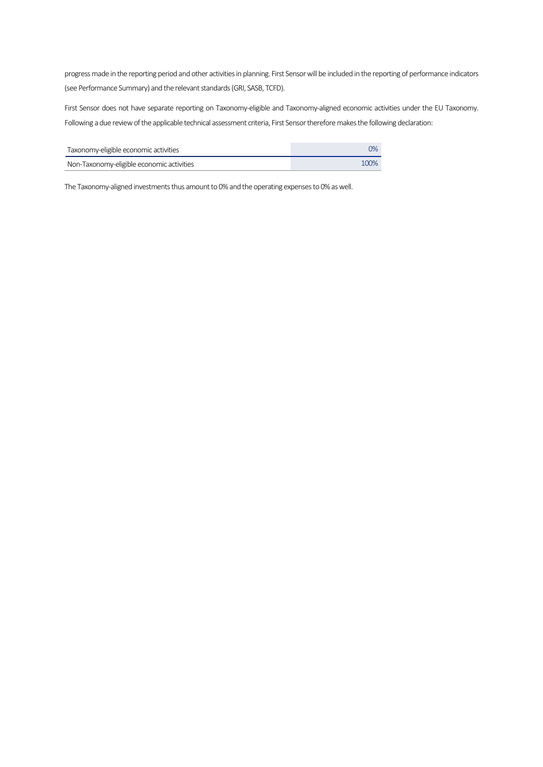progress made in the reporting period and other activities in planning. First Sensor will be included in the reporting of performance indicators (see Performance Summary) and the relevant standards (GRI, SASB, TCFD).

First Sensor does not have separate reporting on Taxonomy-eligible and Taxonomy-aligned economic activities under the EU Taxonomy. Following a due review of the applicable technical assessment criteria, First Sensor therefore makes the following declaration:

| | |
|---|---|
| Taxonomy-eligible economic activities | 0% |
| Non-Taxonomy-eligible economic activities | 100% |

The Taxonomy-aligned investments thus amount to 0% and the operating expenses to 0% as well.